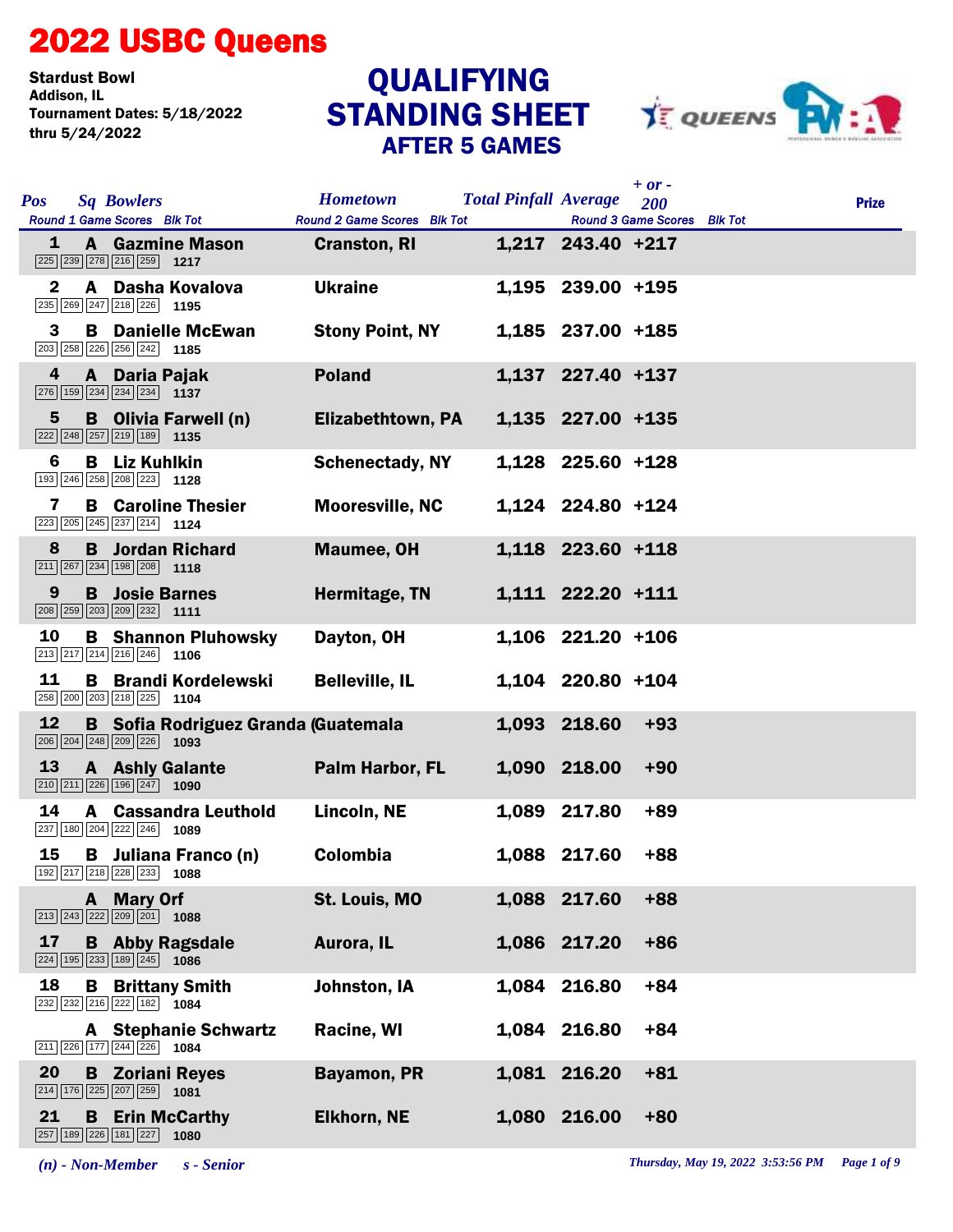# 2022 USBC Queens

**Stardust Bowl**
**Addison, IL**
**Tournament Dates: 5/18/2022 thru 5/24/2022**

## QUALIFYING STANDING SHEET
### AFTER 5 GAMES

| Pos | Sq | Bowlers | Hometown | Total Pinfall | Average | + or - 200 | Prize |
|---|---|---|---|---|---|---|---|
| Round 1 Game Scores | | Blk Tot | Round 2 Game Scores Blk Tot | | Round 3 Game Scores | Blk Tot | |
| 1 | A | Gazmine Mason | Cranston, RI | 1,217 | 243.40 | +217 | |
| 225 239 278 216 259 | | 1217 | | | | | |
| 2 | A | Dasha Kovalova | Ukraine | 1,195 | 239.00 | +195 | |
| 235 269 247 218 226 | | 1195 | | | | | |
| 3 | B | Danielle McEwan | Stony Point, NY | 1,185 | 237.00 | +185 | |
| 203 258 226 256 242 | | 1185 | | | | | |
| 4 | A | Daria Pajak | Poland | 1,137 | 227.40 | +137 | |
| 276 159 234 234 234 | | 1137 | | | | | |
| 5 | B | Olivia Farwell (n) | Elizabethtown, PA | 1,135 | 227.00 | +135 | |
| 222 248 257 219 189 | | 1135 | | | | | |
| 6 | B | Liz Kuhlkin | Schenectady, NY | 1,128 | 225.60 | +128 | |
| 193 246 258 208 223 | | 1128 | | | | | |
| 7 | B | Caroline Thesier | Mooresville, NC | 1,124 | 224.80 | +124 | |
| 223 205 245 237 214 | | 1124 | | | | | |
| 8 | B | Jordan Richard | Maumee, OH | 1,118 | 223.60 | +118 | |
| 211 267 234 198 208 | | 1118 | | | | | |
| 9 | B | Josie Barnes | Hermitage, TN | 1,111 | 222.20 | +111 | |
| 208 259 203 209 232 | | 1111 | | | | | |
| 10 | B | Shannon Pluhowsky | Dayton, OH | 1,106 | 221.20 | +106 | |
| 213 217 214 216 246 | | 1106 | | | | | |
| 11 | B | Brandi Kordelewski | Belleville, IL | 1,104 | 220.80 | +104 | |
| 258 200 203 218 225 | | 1104 | | | | | |
| 12 | B | Sofia Rodriguez Granda | (Guatemala | 1,093 | 218.60 | +93 | |
| 206 204 248 209 226 | | 1093 | | | | | |
| 13 | A | Ashly Galante | Palm Harbor, FL | 1,090 | 218.00 | +90 | |
| 210 211 226 196 247 | | 1090 | | | | | |
| 14 | A | Cassandra Leuthold | Lincoln, NE | 1,089 | 217.80 | +89 | |
| 237 180 204 222 246 | | 1089 | | | | | |
| 15 | B | Juliana Franco (n) | Colombia | 1,088 | 217.60 | +88 | |
| 192 217 218 228 233 | | 1088 | | | | | |
| | A | Mary Orf | St. Louis, MO | 1,088 | 217.60 | +88 | |
| 213 243 222 209 201 | | 1088 | | | | | |
| 17 | B | Abby Ragsdale | Aurora, IL | 1,086 | 217.20 | +86 | |
| 224 195 233 189 245 | | 1086 | | | | | |
| 18 | B | Brittany Smith | Johnston, IA | 1,084 | 216.80 | +84 | |
| 232 232 216 222 182 | | 1084 | | | | | |
| | A | Stephanie Schwartz | Racine, WI | 1,084 | 216.80 | +84 | |
| 211 226 177 244 226 | | 1084 | | | | | |
| 20 | B | Zoriani Reyes | Bayamon, PR | 1,081 | 216.20 | +81 | |
| 214 176 225 207 259 | | 1081 | | | | | |
| 21 | B | Erin McCarthy | Elkhorn, NE | 1,080 | 216.00 | +80 | |
| 257 189 226 181 227 | | 1080 | | | | | |

*(n) - Non-Member* *s - Senior*

*Thursday, May 19, 2022 3:53:56 PM*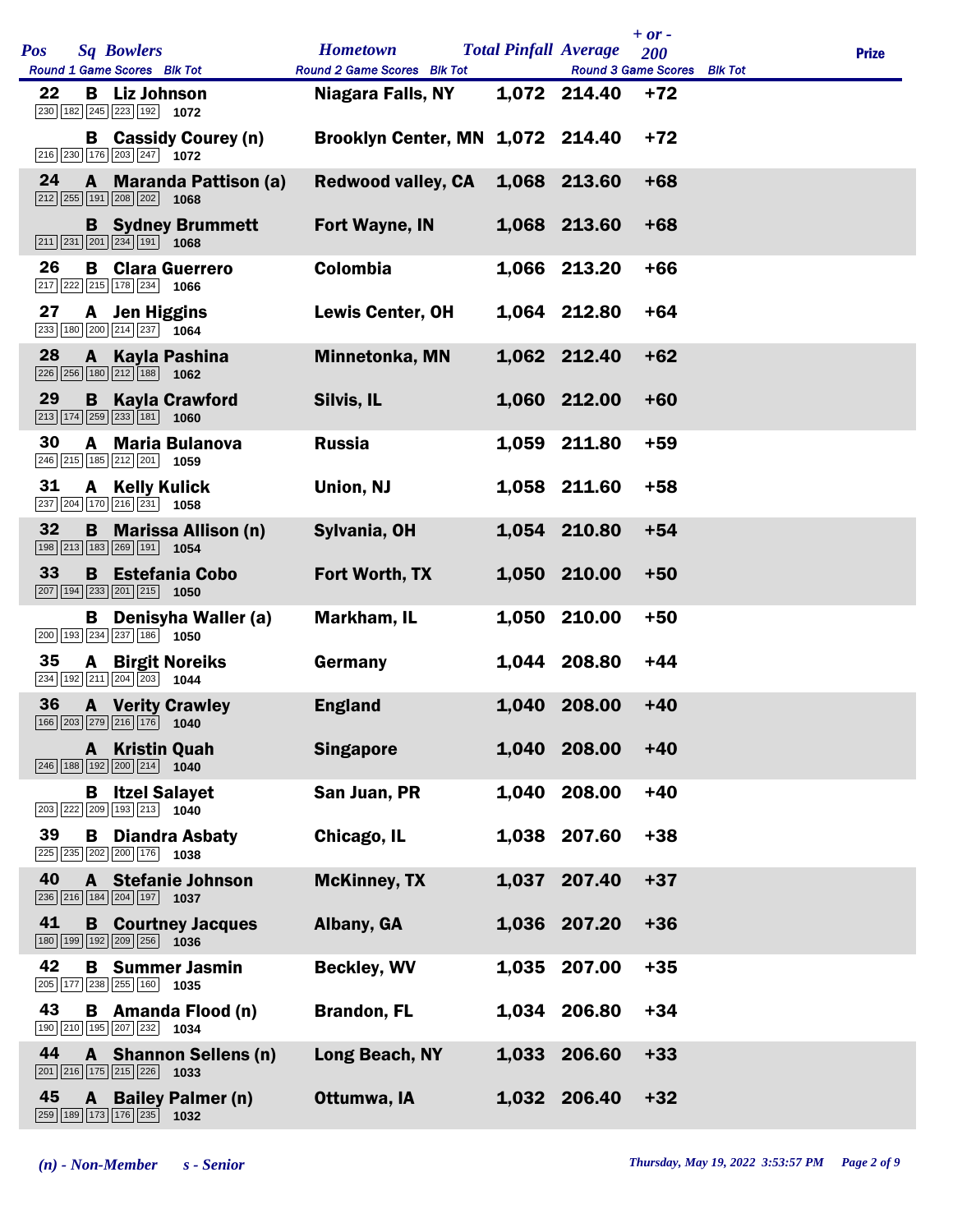| Pos | Sq | Bowlers | Hometown | Total Pinfall | Average | + or - 200 | Prize |
|---|---|---|---|---|---|---|---|
| Round 1 Game Scores | | Blk Tot | Round 2 Game Scores Blk Tot | | Round 3 Game Scores | Blk Tot | |
| 22 | B | Liz Johnson | Niagara Falls, NY | 1,072 | 214.40 | +72 | |
| 230 182 245 223 192 | | 1072 | | | | | |
| | B | Cassidy Courey (n) | Brooklyn Center, MN | 1,072 | 214.40 | +72 | |
| 216 230 176 203 247 | | 1072 | | | | | |
| 24 | A | Maranda Pattison (a) | Redwood valley, CA | 1,068 | 213.60 | +68 | |
| 212 255 191 208 202 | | 1068 | | | | | |
| | B | Sydney Brummett | Fort Wayne, IN | 1,068 | 213.60 | +68 | |
| 211 231 201 234 191 | | 1068 | | | | | |
| 26 | B | Clara Guerrero | Colombia | 1,066 | 213.20 | +66 | |
| 217 222 215 178 234 | | 1066 | | | | | |
| 27 | A | Jen Higgins | Lewis Center, OH | 1,064 | 212.80 | +64 | |
| 233 180 200 214 237 | | 1064 | | | | | |
| 28 | A | Kayla Pashina | Minnetonka, MN | 1,062 | 212.40 | +62 | |
| 226 256 180 212 188 | | 1062 | | | | | |
| 29 | B | Kayla Crawford | Silvis, IL | 1,060 | 212.00 | +60 | |
| 213 174 259 233 181 | | 1060 | | | | | |
| 30 | A | Maria Bulanova | Russia | 1,059 | 211.80 | +59 | |
| 246 215 185 212 201 | | 1059 | | | | | |
| 31 | A | Kelly Kulick | Union, NJ | 1,058 | 211.60 | +58 | |
| 237 204 170 216 231 | | 1058 | | | | | |
| 32 | B | Marissa Allison (n) | Sylvania, OH | 1,054 | 210.80 | +54 | |
| 198 213 183 269 191 | | 1054 | | | | | |
| 33 | B | Estefania Cobo | Fort Worth, TX | 1,050 | 210.00 | +50 | |
| 207 194 233 201 215 | | 1050 | | | | | |
| | B | Denisyha Waller (a) | Markham, IL | 1,050 | 210.00 | +50 | |
| 200 193 234 237 186 | | 1050 | | | | | |
| 35 | A | Birgit Noreiks | Germany | 1,044 | 208.80 | +44 | |
| 234 192 211 204 203 | | 1044 | | | | | |
| 36 | A | Verity Crawley | England | 1,040 | 208.00 | +40 | |
| 166 203 279 216 176 | | 1040 | | | | | |
| | A | Kristin Quah | Singapore | 1,040 | 208.00 | +40 | |
| 246 188 192 200 214 | | 1040 | | | | | |
| | B | Itzel Salayet | San Juan, PR | 1,040 | 208.00 | +40 | |
| 203 222 209 193 213 | | 1040 | | | | | |
| 39 | B | Diandra Asbaty | Chicago, IL | 1,038 | 207.60 | +38 | |
| 225 235 202 200 176 | | 1038 | | | | | |
| 40 | A | Stefanie Johnson | McKinney, TX | 1,037 | 207.40 | +37 | |
| 236 216 184 204 197 | | 1037 | | | | | |
| 41 | B | Courtney Jacques | Albany, GA | 1,036 | 207.20 | +36 | |
| 180 199 192 209 256 | | 1036 | | | | | |
| 42 | B | Summer Jasmin | Beckley, WV | 1,035 | 207.00 | +35 | |
| 205 177 238 255 160 | | 1035 | | | | | |
| 43 | B | Amanda Flood (n) | Brandon, FL | 1,034 | 206.80 | +34 | |
| 190 210 195 207 232 | | 1034 | | | | | |
| 44 | A | Shannon Sellens (n) | Long Beach, NY | 1,033 | 206.60 | +33 | |
| 201 216 175 215 226 | | 1033 | | | | | |
| 45 | A | Bailey Palmer (n) | Ottumwa, IA | 1,032 | 206.40 | +32 | |
| 259 189 173 176 235 | | 1032 | | | | | |

*(n) - Non-Member* *s - Senior*

*Thursday, May 19, 2022 3:53:57 PM*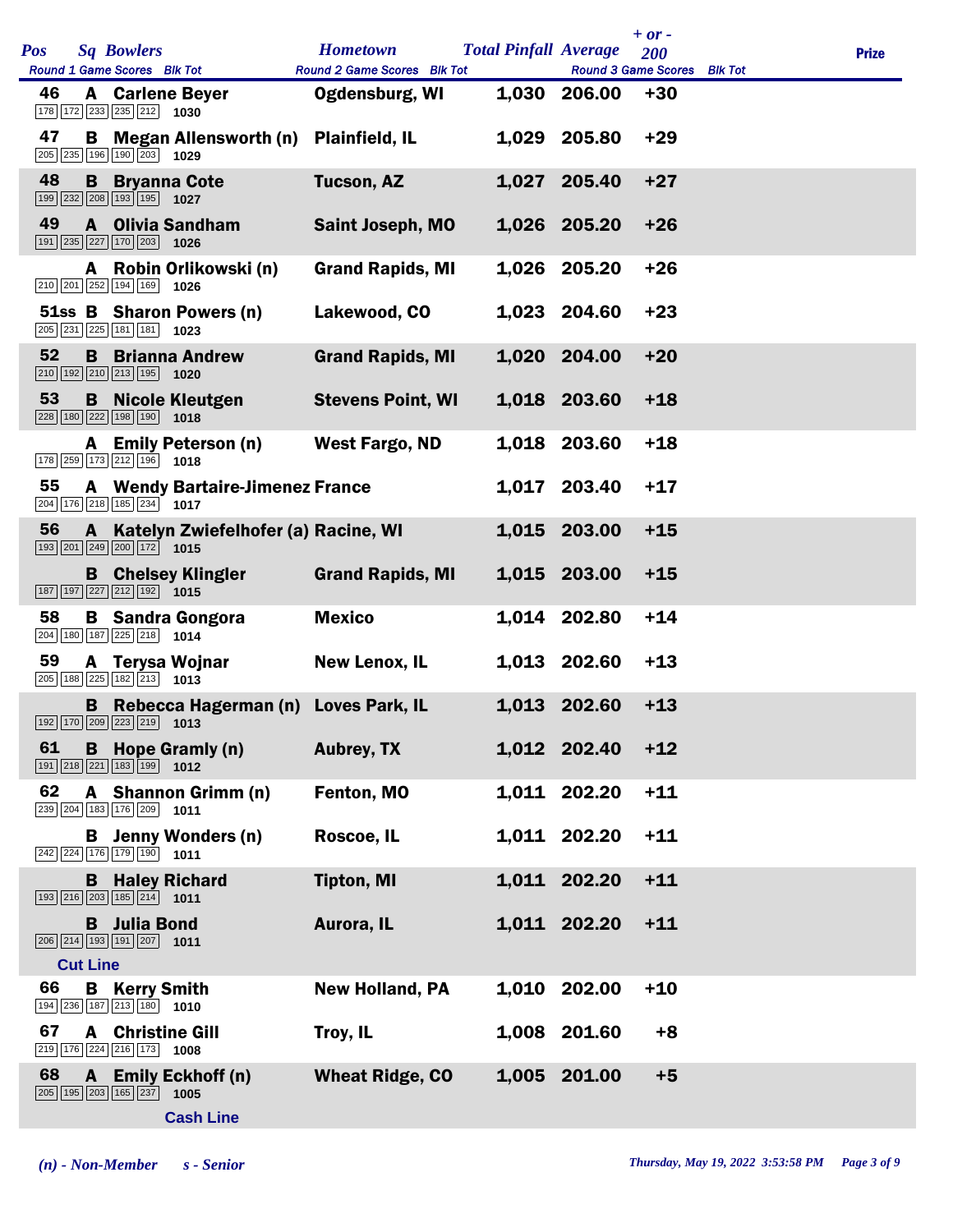| Pos | Sq | Bowlers | Hometown | Total Pinfall | Average | + or - 200 | Prize |
|---|---|---|---|---|---|---|---|
| Round 1 Game Scores Blk Tot | | | Round 2 Game Scores Blk Tot | | Round 3 Game Scores Blk Tot | | |
| 46 | A | Carlene Beyer | Ogdensburg, WI | 1,030 | 206.00 | +30 | |
| 178 172 233 235 212 1030 | | | | | | | |
| 47 | B | Megan Allensworth (n) | Plainfield, IL | 1,029 | 205.80 | +29 | |
| 205 235 196 190 203 1029 | | | | | | | |
| 48 | B | Bryanna Cote | Tucson, AZ | 1,027 | 205.40 | +27 | |
| 199 232 208 193 195 1027 | | | | | | | |
| 49 | A | Olivia Sandham | Saint Joseph, MO | 1,026 | 205.20 | +26 | |
| 191 235 227 170 203 1026 | | | | | | | |
| | A | Robin Orlikowski (n) | Grand Rapids, MI | 1,026 | 205.20 | +26 | |
| 210 201 252 194 169 1026 | | | | | | | |
| 51ss | B | Sharon Powers (n) | Lakewood, CO | 1,023 | 204.60 | +23 | |
| 205 231 225 181 181 1023 | | | | | | | |
| 52 | B | Brianna Andrew | Grand Rapids, MI | 1,020 | 204.00 | +20 | |
| 210 192 210 213 195 1020 | | | | | | | |
| 53 | B | Nicole Kleutgen | Stevens Point, WI | 1,018 | 203.60 | +18 | |
| 228 180 222 198 190 1018 | | | | | | | |
| | A | Emily Peterson (n) | West Fargo, ND | 1,018 | 203.60 | +18 | |
| 178 259 173 212 196 1018 | | | | | | | |
| 55 | A | Wendy Bartaire-Jimenez | France | 1,017 | 203.40 | +17 | |
| 204 176 218 185 234 1017 | | | | | | | |
| 56 | A | Katelyn Zwiefelhofer (a) | Racine, WI | 1,015 | 203.00 | +15 | |
| 193 201 249 200 172 1015 | | | | | | | |
| | B | Chelsey Klingler | Grand Rapids, MI | 1,015 | 203.00 | +15 | |
| 187 197 227 212 192 1015 | | | | | | | |
| 58 | B | Sandra Gongora | Mexico | 1,014 | 202.80 | +14 | |
| 204 180 187 225 218 1014 | | | | | | | |
| 59 | A | Terysa Wojnar | New Lenox, IL | 1,013 | 202.60 | +13 | |
| 205 188 225 182 213 1013 | | | | | | | |
| | B | Rebecca Hagerman (n) | Loves Park, IL | 1,013 | 202.60 | +13 | |
| 192 170 209 223 219 1013 | | | | | | | |
| 61 | B | Hope Gramly (n) | Aubrey, TX | 1,012 | 202.40 | +12 | |
| 191 218 221 183 199 1012 | | | | | | | |
| 62 | A | Shannon Grimm (n) | Fenton, MO | 1,011 | 202.20 | +11 | |
| 239 204 183 176 209 1011 | | | | | | | |
| | B | Jenny Wonders (n) | Roscoe, IL | 1,011 | 202.20 | +11 | |
| 242 224 176 179 190 1011 | | | | | | | |
| | B | Haley Richard | Tipton, MI | 1,011 | 202.20 | +11 | |
| 193 216 203 185 214 1011 | | | | | | | |
| | B | Julia Bond | Aurora, IL | 1,011 | 202.20 | +11 | |
| 206 214 193 191 207 1011 | | | | | | | |
| Cut Line | | | | | | | |
| 66 | B | Kerry Smith | New Holland, PA | 1,010 | 202.00 | +10 | |
| 194 236 187 213 180 1010 | | | | | | | |
| 67 | A | Christine Gill | Troy, IL | 1,008 | 201.60 | +8 | |
| 219 176 224 216 173 1008 | | | | | | | |
| 68 | A | Emily Eckhoff (n) | Wheat Ridge, CO | 1,005 | 201.00 | +5 | |
| 205 195 203 165 237 1005 | | | | | | | |
| Cash Line | | | | | | | |

*(n) - Non-Member* *s - Senior*

*Thursday, May 19, 2022 3:53:58 PM*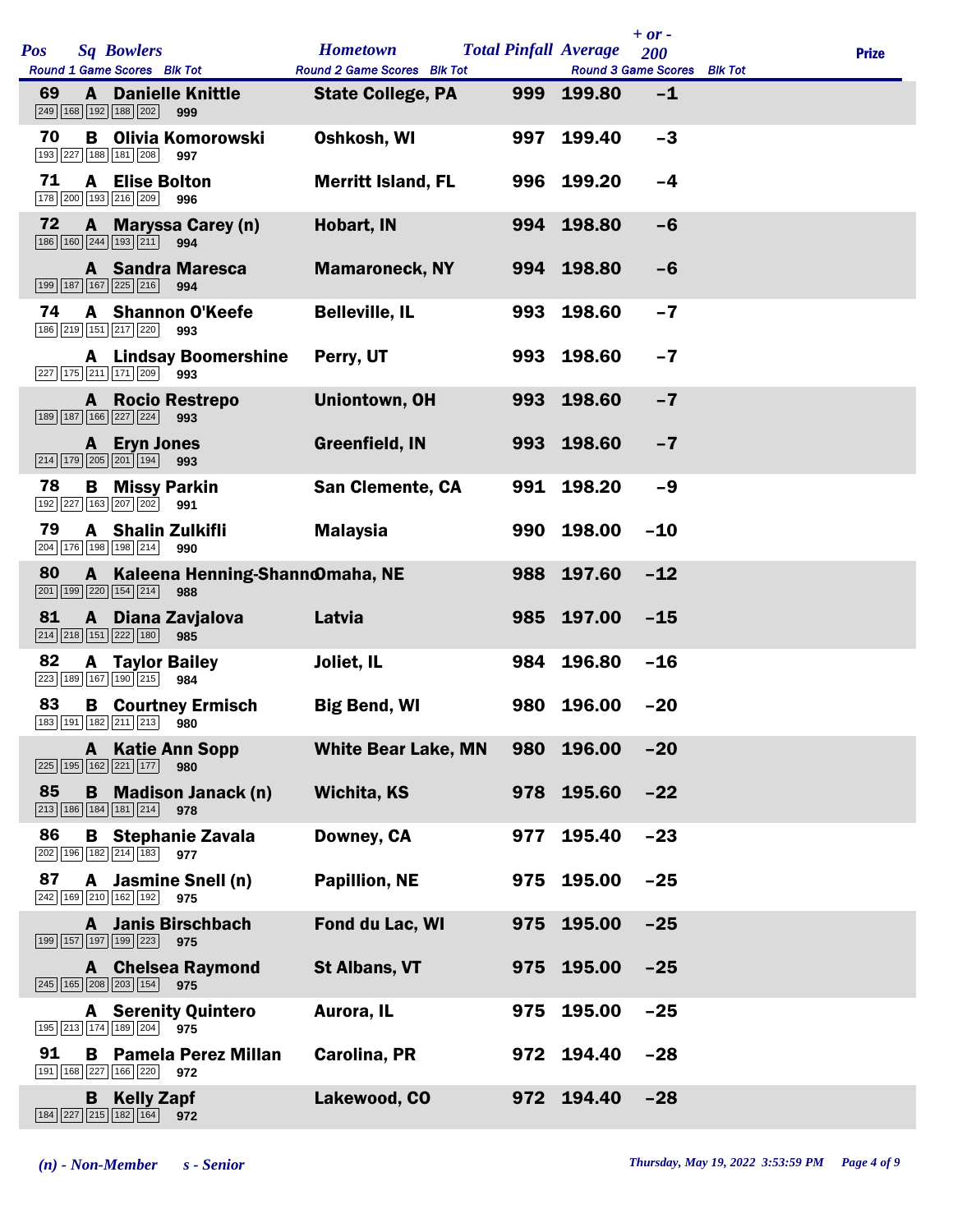| Pos | Sq | Bowlers | Hometown | Total Pinfall | Average | + or - 200 | Prize |
|---|---|---|---|---|---|---|---|
| | | Round 1 Game Scores Blk Tot | Round 2 Game Scores Blk Tot | | Round 3 Game Scores | Blk Tot | |
| 69 | A | Danielle Knittle | State College, PA | 999 | 199.80 | -1 | |
| | | 249 168 192 188 202 999 | | | | | |
| 70 | B | Olivia Komorowski | Oshkosh, WI | 997 | 199.40 | -3 | |
| | | 193 227 188 181 208 997 | | | | | |
| 71 | A | Elise Bolton | Merritt Island, FL | 996 | 199.20 | -4 | |
| | | 178 200 193 216 209 996 | | | | | |
| 72 | A | Maryssa Carey (n) | Hobart, IN | 994 | 198.80 | -6 | |
| | | 186 160 244 193 211 994 | | | | | |
| | A | Sandra Maresca | Mamaroneck, NY | 994 | 198.80 | -6 | |
| | | 199 187 167 225 216 994 | | | | | |
| 74 | A | Shannon O'Keefe | Belleville, IL | 993 | 198.60 | -7 | |
| | | 186 219 151 217 220 993 | | | | | |
| | A | Lindsay Boomershine | Perry, UT | 993 | 198.60 | -7 | |
| | | 227 175 211 171 209 993 | | | | | |
| | A | Rocio Restrepo | Uniontown, OH | 993 | 198.60 | -7 | |
| | | 189 187 166 227 224 993 | | | | | |
| | A | Eryn Jones | Greenfield, IN | 993 | 198.60 | -7 | |
| | | 214 179 205 201 194 993 | | | | | |
| 78 | B | Missy Parkin | San Clemente, CA | 991 | 198.20 | -9 | |
| | | 192 227 163 207 202 991 | | | | | |
| 79 | A | Shalin Zulkifli | Malaysia | 990 | 198.00 | -10 | |
| | | 204 176 198 198 214 990 | | | | | |
| 80 | A | Kaleena Henning-Shanno | Omaha, NE | 988 | 197.60 | -12 | |
| | | 201 199 220 154 214 988 | | | | | |
| 81 | A | Diana Zavjalova | Latvia | 985 | 197.00 | -15 | |
| | | 214 218 151 222 180 985 | | | | | |
| 82 | A | Taylor Bailey | Joliet, IL | 984 | 196.80 | -16 | |
| | | 223 189 167 190 215 984 | | | | | |
| 83 | B | Courtney Ermisch | Big Bend, WI | 980 | 196.00 | -20 | |
| | | 183 191 182 211 213 980 | | | | | |
| | A | Katie Ann Sopp | White Bear Lake, MN | 980 | 196.00 | -20 | |
| | | 225 195 162 221 177 980 | | | | | |
| 85 | B | Madison Janack (n) | Wichita, KS | 978 | 195.60 | -22 | |
| | | 213 186 184 181 214 978 | | | | | |
| 86 | B | Stephanie Zavala | Downey, CA | 977 | 195.40 | -23 | |
| | | 202 196 182 214 183 977 | | | | | |
| 87 | A | Jasmine Snell (n) | Papillion, NE | 975 | 195.00 | -25 | |
| | | 242 169 210 162 192 975 | | | | | |
| | A | Janis Birschbach | Fond du Lac, WI | 975 | 195.00 | -25 | |
| | | 199 157 197 199 223 975 | | | | | |
| | A | Chelsea Raymond | St Albans, VT | 975 | 195.00 | -25 | |
| | | 245 165 208 203 154 975 | | | | | |
| | A | Serenity Quintero | Aurora, IL | 975 | 195.00 | -25 | |
| | | 195 213 174 189 204 975 | | | | | |
| 91 | B | Pamela Perez Millan | Carolina, PR | 972 | 194.40 | -28 | |
| | | 191 168 227 166 220 972 | | | | | |
| | B | Kelly Zapf | Lakewood, CO | 972 | 194.40 | -28 | |
| | | 184 227 215 182 164 972 | | | | | |

*(n) - Non-Member s - Senior*

*Thursday, May 19, 2022 3:53:59 PM*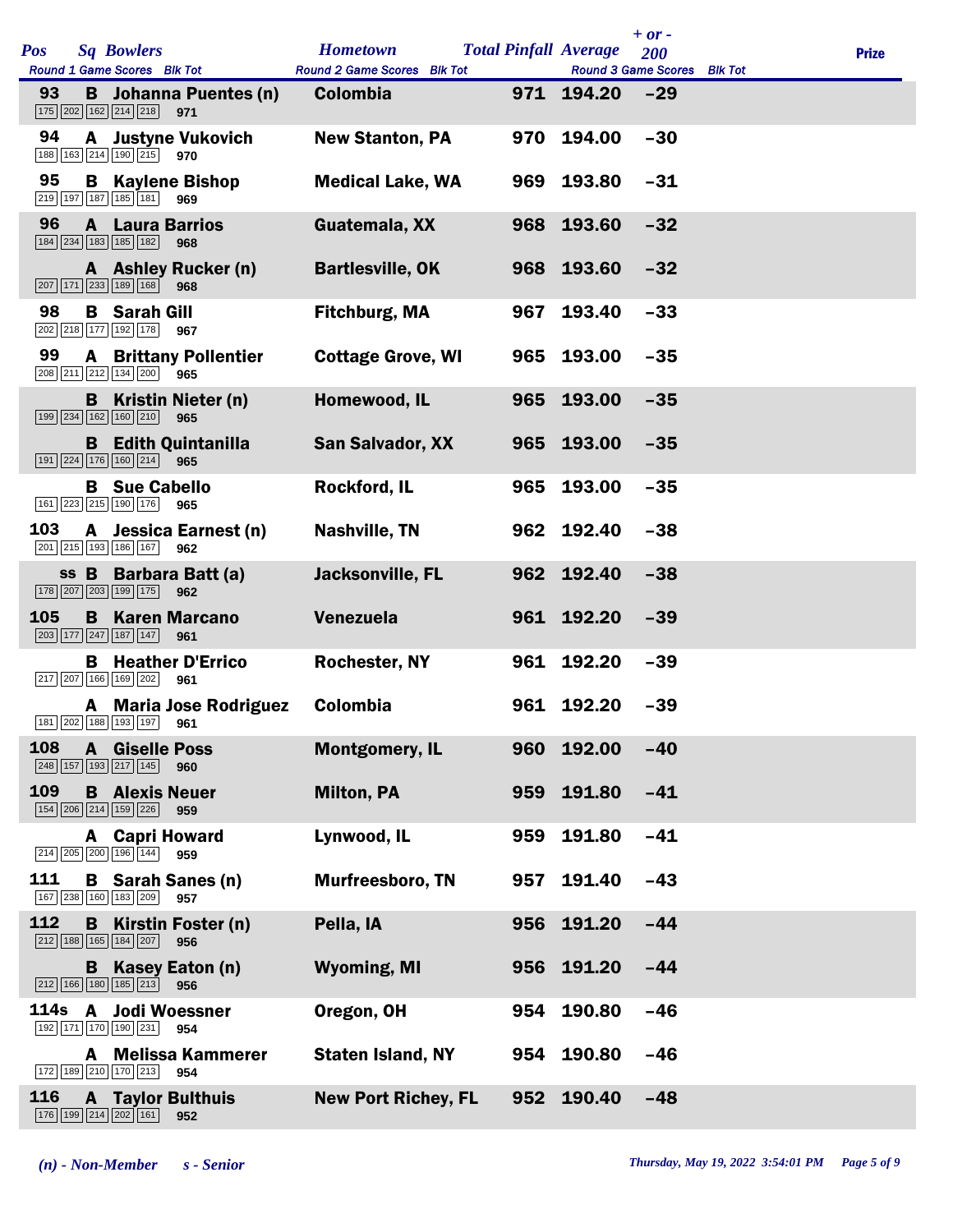| Pos | Sq | Bowlers | Hometown | Total Pinfall | Average | + or - 200 | Prize |
|---|---|---|---|---|---|---|---|
| Round 1 Game Scores | | Blk Tot | Round 2 Game Scores Blk Tot | | Round 3 Game Scores | Blk Tot | |
| 93 | B | Johanna Puentes (n) | Colombia | 971 | 194.20 | -29 | |
| 175 202 162 214 218 | | 971 | | | | | |
| 94 | A | Justyne Vukovich | New Stanton, PA | 970 | 194.00 | -30 | |
| 188 163 214 190 215 | | 970 | | | | | |
| 95 | B | Kaylene Bishop | Medical Lake, WA | 969 | 193.80 | -31 | |
| 219 197 187 185 181 | | 969 | | | | | |
| 96 | A | Laura Barrios | Guatemala, XX | 968 | 193.60 | -32 | |
| 184 234 183 185 182 | | 968 | | | | | |
| | A | Ashley Rucker (n) | Bartlesville, OK | 968 | 193.60 | -32 | |
| 207 171 233 189 168 | | 968 | | | | | |
| 98 | B | Sarah Gill | Fitchburg, MA | 967 | 193.40 | -33 | |
| 202 218 177 192 178 | | 967 | | | | | |
| 99 | A | Brittany Pollentier | Cottage Grove, WI | 965 | 193.00 | -35 | |
| 208 211 212 134 200 | | 965 | | | | | |
| | B | Kristin Nieter (n) | Homewood, IL | 965 | 193.00 | -35 | |
| 199 234 162 160 210 | | 965 | | | | | |
| | B | Edith Quintanilla | San Salvador, XX | 965 | 193.00 | -35 | |
| 191 224 176 160 214 | | 965 | | | | | |
| | B | Sue Cabello | Rockford, IL | 965 | 193.00 | -35 | |
| 161 223 215 190 176 | | 965 | | | | | |
| 103 | A | Jessica Earnest (n) | Nashville, TN | 962 | 192.40 | -38 | |
| 201 215 193 186 167 | | 962 | | | | | |
| ss | B | Barbara Batt (a) | Jacksonville, FL | 962 | 192.40 | -38 | |
| 178 207 203 199 175 | | 962 | | | | | |
| 105 | B | Karen Marcano | Venezuela | 961 | 192.20 | -39 | |
| 203 177 247 187 147 | | 961 | | | | | |
| | B | Heather D'Errico | Rochester, NY | 961 | 192.20 | -39 | |
| 217 207 166 169 202 | | 961 | | | | | |
| | A | Maria Jose Rodriguez | Colombia | 961 | 192.20 | -39 | |
| 181 202 188 193 197 | | 961 | | | | | |
| 108 | A | Giselle Poss | Montgomery, IL | 960 | 192.00 | -40 | |
| 248 157 193 217 145 | | 960 | | | | | |
| 109 | B | Alexis Neuer | Milton, PA | 959 | 191.80 | -41 | |
| 154 206 214 159 226 | | 959 | | | | | |
| | A | Capri Howard | Lynwood, IL | 959 | 191.80 | -41 | |
| 214 205 200 196 144 | | 959 | | | | | |
| 111 | B | Sarah Sanes (n) | Murfreesboro, TN | 957 | 191.40 | -43 | |
| 167 238 160 183 209 | | 957 | | | | | |
| 112 | B | Kirstin Foster (n) | Pella, IA | 956 | 191.20 | -44 | |
| 212 188 165 184 207 | | 956 | | | | | |
| | B | Kasey Eaton (n) | Wyoming, MI | 956 | 191.20 | -44 | |
| 212 166 180 185 213 | | 956 | | | | | |
| 114s | A | Jodi Woessner | Oregon, OH | 954 | 190.80 | -46 | |
| 192 171 170 190 231 | | 954 | | | | | |
| | A | Melissa Kammerer | Staten Island, NY | 954 | 190.80 | -46 | |
| 172 189 210 170 213 | | 954 | | | | | |
| 116 | A | Taylor Bulthuis | New Port Richey, FL | 952 | 190.40 | -48 | |
| 176 199 214 202 161 | | 952 | | | | | |

*(n) - Non-Member*   *s - Senior*

*Thursday, May 19, 2022 3:54:01 PM*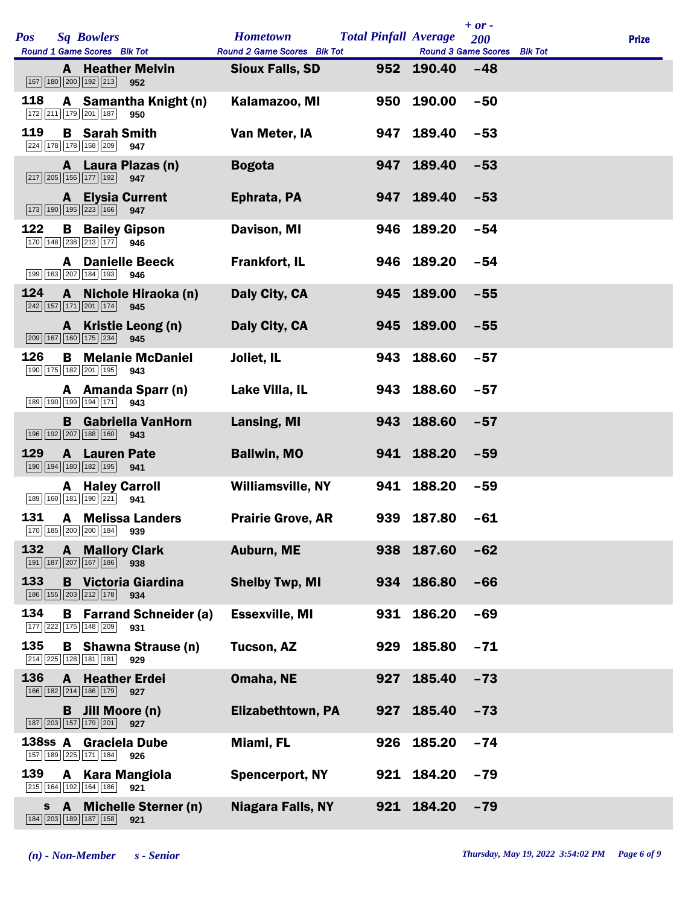| Pos | Sq | Bowlers | Round 1 Game Scores | Blk Tot | Hometown | Total Pinfall | Average | + or - 200 | Prize |
|---|---|---|---|---|---|---|---|---|---|
| | A | Heather Melvin | 167 180 200 192 213 | 952 | Sioux Falls, SD | 952 | 190.40 | -48 | |
| 118 | A | Samantha Knight (n) | 172 211 179 201 187 | 950 | Kalamazoo, MI | 950 | 190.00 | -50 | |
| 119 | B | Sarah Smith | 224 178 178 158 209 | 947 | Van Meter, IA | 947 | 189.40 | -53 | |
| | A | Laura Plazas (n) | 217 205 156 177 192 | 947 | Bogota | 947 | 189.40 | -53 | |
| | A | Elysia Current | 173 190 195 223 166 | 947 | Ephrata, PA | 947 | 189.40 | -53 | |
| 122 | B | Bailey Gipson | 170 148 238 213 177 | 946 | Davison, MI | 946 | 189.20 | -54 | |
| | A | Danielle Beeck | 199 163 207 184 193 | 946 | Frankfort, IL | 946 | 189.20 | -54 | |
| 124 | A | Nichole Hiraoka (n) | 242 157 171 201 174 | 945 | Daly City, CA | 945 | 189.00 | -55 | |
| | A | Kristie Leong (n) | 209 167 160 175 234 | 945 | Daly City, CA | 945 | 189.00 | -55 | |
| 126 | B | Melanie McDaniel | 190 175 182 201 195 | 943 | Joliet, IL | 943 | 188.60 | -57 | |
| | A | Amanda Sparr (n) | 189 190 199 194 171 | 943 | Lake Villa, IL | 943 | 188.60 | -57 | |
| | B | Gabriella VanHorn | 196 192 207 188 160 | 943 | Lansing, MI | 943 | 188.60 | -57 | |
| 129 | A | Lauren Pate | 190 194 180 182 195 | 941 | Ballwin, MO | 941 | 188.20 | -59 | |
| | A | Haley Carroll | 189 160 181 190 221 | 941 | Williamsville, NY | 941 | 188.20 | -59 | |
| 131 | A | Melissa Landers | 170 185 200 200 184 | 939 | Prairie Grove, AR | 939 | 187.80 | -61 | |
| 132 | A | Mallory Clark | 191 187 207 167 186 | 938 | Auburn, ME | 938 | 187.60 | -62 | |
| 133 | B | Victoria Giardina | 186 155 203 212 178 | 934 | Shelby Twp, MI | 934 | 186.80 | -66 | |
| 134 | B | Farrand Schneider (a) | 177 222 175 148 209 | 931 | Essexville, MI | 931 | 186.20 | -69 | |
| 135 | B | Shawna Strause (n) | 214 225 128 181 181 | 929 | Tucson, AZ | 929 | 185.80 | -71 | |
| 136 | A | Heather Erdei | 166 182 214 186 179 | 927 | Omaha, NE | 927 | 185.40 | -73 | |
| | B | Jill Moore (n) | 187 203 157 179 201 | 927 | Elizabethtown, PA | 927 | 185.40 | -73 | |
| 138ss | A | Graciela Dube | 157 189 225 171 184 | 926 | Miami, FL | 926 | 185.20 | -74 | |
| 139 | A | Kara Mangiola | 215 164 192 164 186 | 921 | Spencerport, NY | 921 | 184.20 | -79 | |
| s | A | Michelle Sterner (n) | 184 203 189 187 158 | 921 | Niagara Falls, NY | 921 | 184.20 | -79 | |

*(n) - Non-Member*  *s - Senior*

*Thursday, May 19, 2022 3:54:02 PM*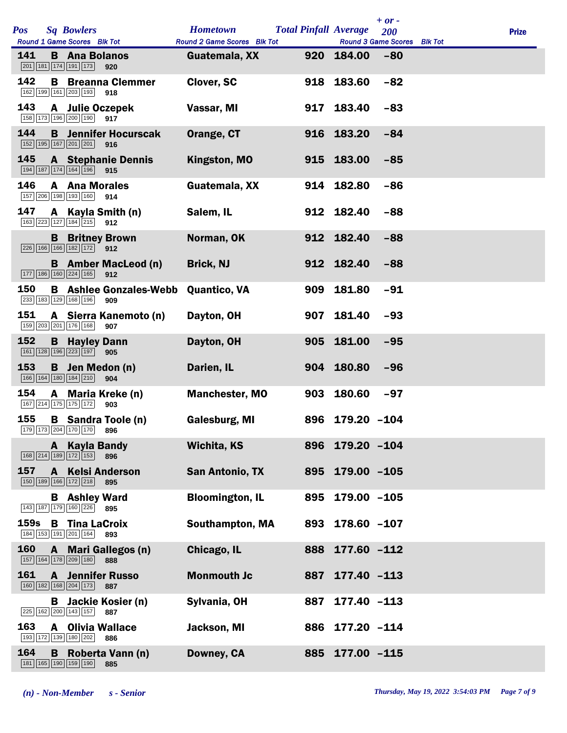| Pos | Sq | Bowlers | Round 1 Game Scores | Blk Tot | Hometown | Total Pinfall | Average | + or - 200 | Prize |
|---|---|---|---|---|---|---|---|---|---|
| 141 | B | Ana Bolanos | 201 181 174 191 173 | 920 | Guatemala, XX | 920 | 184.00 | -80 | |
| 142 | B | Breanna Clemmer | 162 199 161 203 193 | 918 | Clover, SC | 918 | 183.60 | -82 | |
| 143 | A | Julie Oczepek | 158 173 196 200 190 | 917 | Vassar, MI | 917 | 183.40 | -83 | |
| 144 | B | Jennifer Hocurscak | 152 195 167 201 201 | 916 | Orange, CT | 916 | 183.20 | -84 | |
| 145 | A | Stephanie Dennis | 194 187 174 164 196 | 915 | Kingston, MO | 915 | 183.00 | -85 | |
| 146 | A | Ana Morales | 157 206 198 193 160 | 914 | Guatemala, XX | 914 | 182.80 | -86 | |
| 147 | A | Kayla Smith (n) | 163 223 127 184 215 | 912 | Salem, IL | 912 | 182.40 | -88 | |
| | B | Britney Brown | 226 166 166 182 172 | 912 | Norman, OK | 912 | 182.40 | -88 | |
| | B | Amber MacLeod (n) | 177 186 160 224 165 | 912 | Brick, NJ | 912 | 182.40 | -88 | |
| 150 | B | Ashlee Gonzales-Webb | 233 183 129 168 196 | 909 | Quantico, VA | 909 | 181.80 | -91 | |
| 151 | A | Sierra Kanemoto (n) | 159 203 201 176 168 | 907 | Dayton, OH | 907 | 181.40 | -93 | |
| 152 | B | Hayley Dann | 161 128 196 223 197 | 905 | Dayton, OH | 905 | 181.00 | -95 | |
| 153 | B | Jen Medon (n) | 166 164 180 184 210 | 904 | Darien, IL | 904 | 180.80 | -96 | |
| 154 | A | Maria Kreke (n) | 167 214 175 175 172 | 903 | Manchester, MO | 903 | 180.60 | -97 | |
| 155 | B | Sandra Toole (n) | 179 173 204 170 170 | 896 | Galesburg, MI | 896 | 179.20 | -104 | |
| | A | Kayla Bandy | 168 214 189 172 153 | 896 | Wichita, KS | 896 | 179.20 | -104 | |
| 157 | A | Kelsi Anderson | 150 189 166 172 218 | 895 | San Antonio, TX | 895 | 179.00 | -105 | |
| | B | Ashley Ward | 143 187 179 160 226 | 895 | Bloomington, IL | 895 | 179.00 | -105 | |
| 159s | B | Tina LaCroix | 184 153 191 201 164 | 893 | Southampton, MA | 893 | 178.60 | -107 | |
| 160 | A | Mari Gallegos (n) | 157 164 178 209 180 | 888 | Chicago, IL | 888 | 177.60 | -112 | |
| 161 | A | Jennifer Russo | 160 182 168 204 173 | 887 | Monmouth Jc | 887 | 177.40 | -113 | |
| | B | Jackie Kosier (n) | 225 162 200 143 157 | 887 | Sylvania, OH | 887 | 177.40 | -113 | |
| 163 | A | Olivia Wallace | 193 172 139 180 202 | 886 | Jackson, MI | 886 | 177.20 | -114 | |
| 164 | B | Roberta Vann (n) | 181 165 190 159 190 | 885 | Downey, CA | 885 | 177.00 | -115 | |

*(n) - Non-Member* *s - Senior*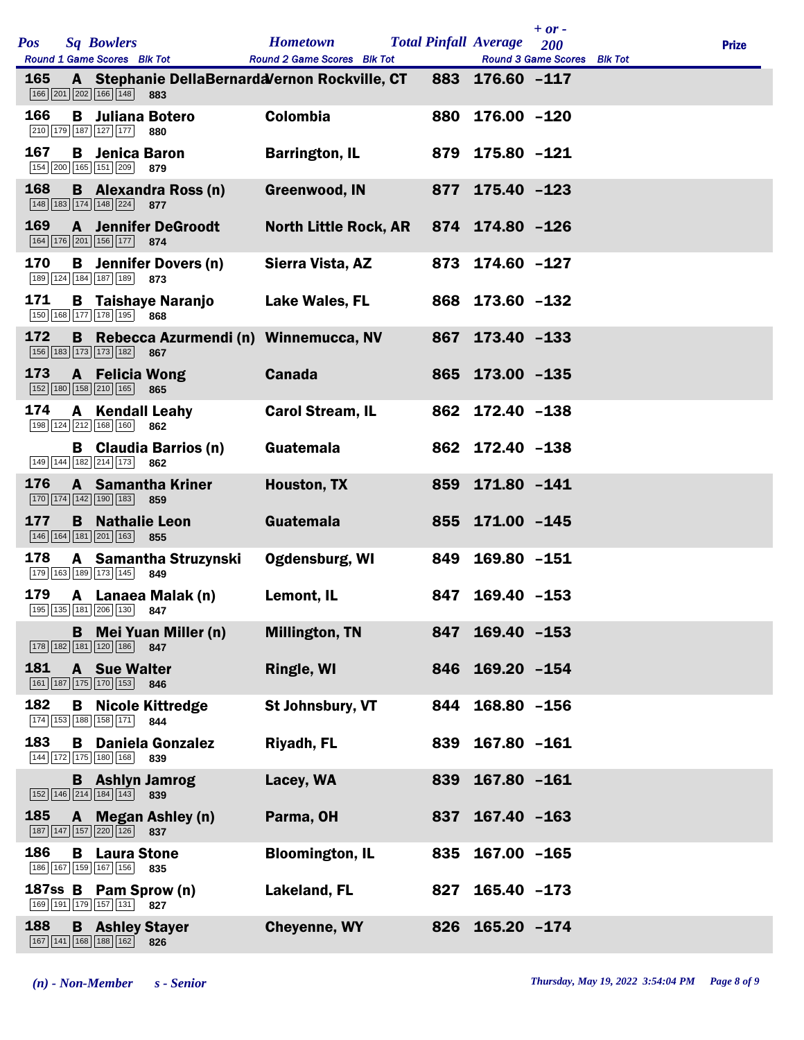| Pos | Sq | Bowlers | Hometown | Total Pinfall | Average | + or - 200 | Prize |
|---|---|---|---|---|---|---|---|
| | | Round 1 Game Scores Blk Tot | Round 2 Game Scores Blk Tot | | Round 3 Game Scores Blk Tot | | |
| 165 | A | Stephanie DellaBernarda | Vernon Rockville, CT | 883 | 176.60 | -117 | |
| | | 166 201 202 166 148 883 | | | | | |
| 166 | B | Juliana Botero | Colombia | 880 | 176.00 | -120 | |
| | | 210 179 187 127 177 880 | | | | | |
| 167 | B | Jenica Baron | Barrington, IL | 879 | 175.80 | -121 | |
| | | 154 200 165 151 209 879 | | | | | |
| 168 | B | Alexandra Ross (n) | Greenwood, IN | 877 | 175.40 | -123 | |
| | | 148 183 174 148 224 877 | | | | | |
| 169 | A | Jennifer DeGroodt | North Little Rock, AR | 874 | 174.80 | -126 | |
| | | 164 176 201 156 177 874 | | | | | |
| 170 | B | Jennifer Dovers (n) | Sierra Vista, AZ | 873 | 174.60 | -127 | |
| | | 189 124 184 187 189 873 | | | | | |
| 171 | B | Taishaye Naranjo | Lake Wales, FL | 868 | 173.60 | -132 | |
| | | 150 168 177 178 195 868 | | | | | |
| 172 | B | Rebecca Azurmendi (n) | Winnemucca, NV | 867 | 173.40 | -133 | |
| | | 156 183 173 173 182 867 | | | | | |
| 173 | A | Felicia Wong | Canada | 865 | 173.00 | -135 | |
| | | 152 180 158 210 165 865 | | | | | |
| 174 | A | Kendall Leahy | Carol Stream, IL | 862 | 172.40 | -138 | |
| | | 198 124 212 168 160 862 | | | | | |
| | B | Claudia Barrios (n) | Guatemala | 862 | 172.40 | -138 | |
| | | 149 144 182 214 173 862 | | | | | |
| 176 | A | Samantha Kriner | Houston, TX | 859 | 171.80 | -141 | |
| | | 170 174 142 190 183 859 | | | | | |
| 177 | B | Nathalie Leon | Guatemala | 855 | 171.00 | -145 | |
| | | 146 164 181 201 163 855 | | | | | |
| 178 | A | Samantha Struzynski | Ogdensburg, WI | 849 | 169.80 | -151 | |
| | | 179 163 189 173 145 849 | | | | | |
| 179 | A | Lanaea Malak (n) | Lemont, IL | 847 | 169.40 | -153 | |
| | | 195 135 181 206 130 847 | | | | | |
| | B | Mei Yuan Miller (n) | Millington, TN | 847 | 169.40 | -153 | |
| | | 178 182 181 120 186 847 | | | | | |
| 181 | A | Sue Walter | Ringle, WI | 846 | 169.20 | -154 | |
| | | 161 187 175 170 153 846 | | | | | |
| 182 | B | Nicole Kittredge | St Johnsbury, VT | 844 | 168.80 | -156 | |
| | | 174 153 188 158 171 844 | | | | | |
| 183 | B | Daniela Gonzalez | Riyadh, FL | 839 | 167.80 | -161 | |
| | | 144 172 175 180 168 839 | | | | | |
| | B | Ashlyn Jamrog | Lacey, WA | 839 | 167.80 | -161 | |
| | | 152 146 214 184 143 839 | | | | | |
| 185 | A | Megan Ashley (n) | Parma, OH | 837 | 167.40 | -163 | |
| | | 187 147 157 220 126 837 | | | | | |
| 186 | B | Laura Stone | Bloomington, IL | 835 | 167.00 | -165 | |
| | | 186 167 159 167 156 835 | | | | | |
| 187ss | B | Pam Sprow (n) | Lakeland, FL | 827 | 165.40 | -173 | |
| | | 169 191 179 157 131 827 | | | | | |
| 188 | B | Ashley Stayer | Cheyenne, WY | 826 | 165.20 | -174 | |
| | | 167 141 168 188 162 826 | | | | | |

*(n) - Non-Member*  *s - Senior*

*Thursday, May 19, 2022 3:54:04 PM*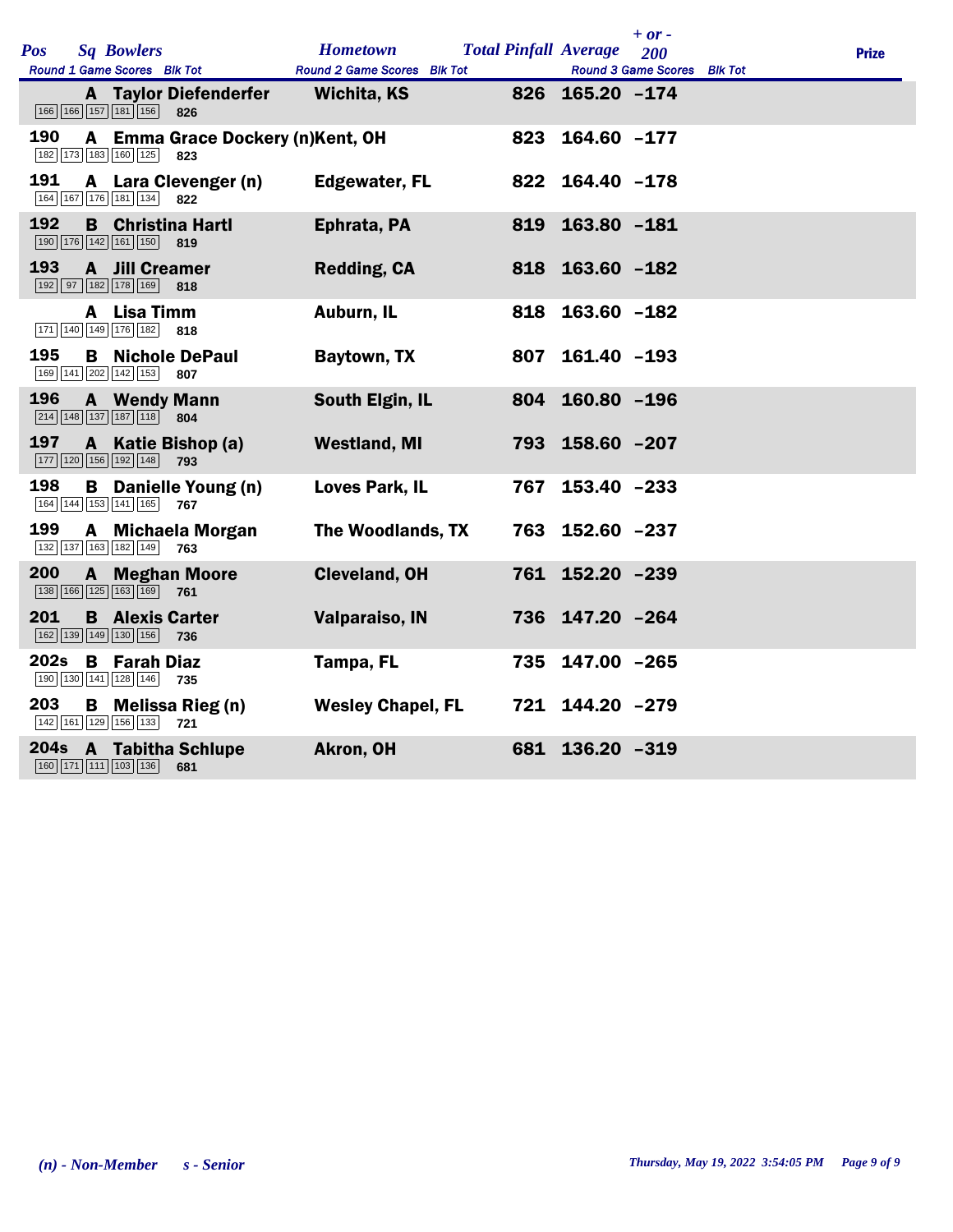| Pos | Sq | Bowlers | Hometown | Total Pinfall | Average | + or - 200 | Prize |
|---|---|---|---|---|---|---|---|
| | A | Taylor Diefenderfer | Wichita, KS | 826 | 165.20 | -174 | |
| | | 166 166 157 181 156 826 | | | | | |
| 190 | A | Emma Grace Dockery (n) | Kent, OH | 823 | 164.60 | -177 | |
| | | 182 173 183 160 125 823 | | | | | |
| 191 | A | Lara Clevenger (n) | Edgewater, FL | 822 | 164.40 | -178 | |
| | | 164 167 176 181 134 822 | | | | | |
| 192 | B | Christina Hartl | Ephrata, PA | 819 | 163.80 | -181 | |
| | | 190 176 142 161 150 819 | | | | | |
| 193 | A | Jill Creamer | Redding, CA | 818 | 163.60 | -182 | |
| | | 192 97 182 178 169 818 | | | | | |
| | A | Lisa Timm | Auburn, IL | 818 | 163.60 | -182 | |
| | | 171 140 149 176 182 818 | | | | | |
| 195 | B | Nichole DePaul | Baytown, TX | 807 | 161.40 | -193 | |
| | | 169 141 202 142 153 807 | | | | | |
| 196 | A | Wendy Mann | South Elgin, IL | 804 | 160.80 | -196 | |
| | | 214 148 137 187 118 804 | | | | | |
| 197 | A | Katie Bishop (a) | Westland, MI | 793 | 158.60 | -207 | |
| | | 177 120 156 192 148 793 | | | | | |
| 198 | B | Danielle Young (n) | Loves Park, IL | 767 | 153.40 | -233 | |
| | | 164 144 153 141 165 767 | | | | | |
| 199 | A | Michaela Morgan | The Woodlands, TX | 763 | 152.60 | -237 | |
| | | 132 137 163 182 149 763 | | | | | |
| 200 | A | Meghan Moore | Cleveland, OH | 761 | 152.20 | -239 | |
| | | 138 166 125 163 169 761 | | | | | |
| 201 | B | Alexis Carter | Valparaiso, IN | 736 | 147.20 | -264 | |
| | | 162 139 149 130 156 736 | | | | | |
| 202s | B | Farah Diaz | Tampa, FL | 735 | 147.00 | -265 | |
| | | 190 130 141 128 146 735 | | | | | |
| 203 | B | Melissa Rieg (n) | Wesley Chapel, FL | 721 | 144.20 | -279 | |
| | | 142 161 129 156 133 721 | | | | | |
| 204s | A | Tabitha Schlupe | Akron, OH | 681 | 136.20 | -319 | |
| | | 160 171 111 103 136 681 | | | | | |

*(n) - Non-Member* *s - Senior*

*Thursday, May 19, 2022 3:54:05 PM*